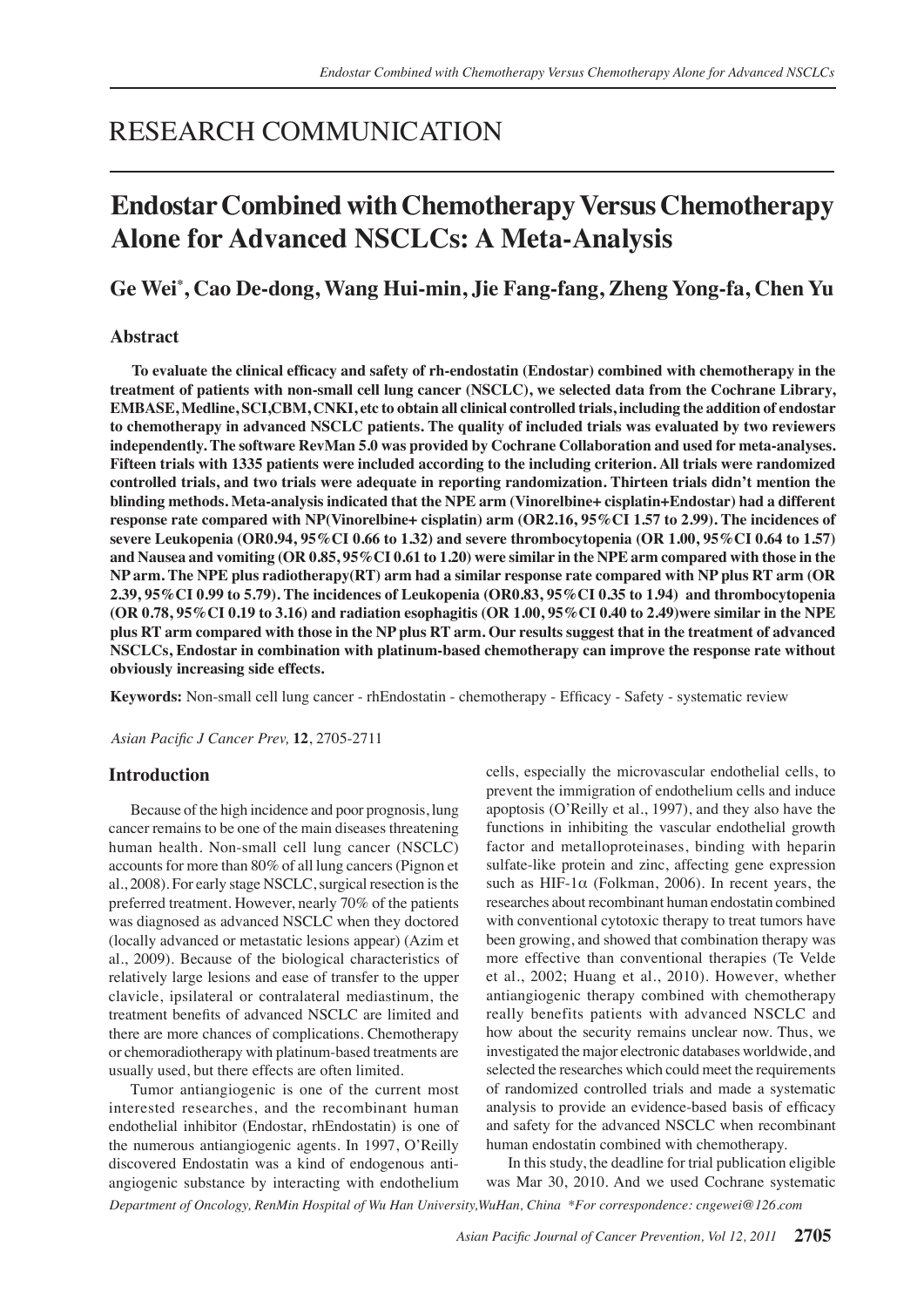# RESEARCH COMMUNICATION

## Endostar Combined with Chemotherapy Versus Chemotherapy Alone for Advanced NSCLCs: A Meta-Analysis

**Ge Wei*, Cao De-dong, Wang Hui-min, Jie Fang-fang, Zheng Yong-fa, Chen Yu**

### Abstract

**To evaluate the clinical efficacy and safety of rh-endostatin (Endostar) combined with chemotherapy in the treatment of patients with non-small cell lung cancer (NSCLC), we selected data from the Cochrane Library, EMBASE, Medline, SCI,CBM, CNKI, etc to obtain all clinical controlled trials, including the addition of endostar to chemotherapy in advanced NSCLC patients. The quality of included trials was evaluated by two reviewers independently. The software RevMan 5.0 was provided by Cochrane Collaboration and used for meta-analyses. Fifteen trials with 1335 patients were included according to the including criterion. All trials were randomized controlled trials, and two trials were adequate in reporting randomization. Thirteen trials didn't mention the blinding methods. Meta-analysis indicated that the NPE arm (Vinorelbine+ cisplatin+Endostar) had a different response rate compared with NP(Vinorelbine+ cisplatin) arm (OR2.16, 95%CI 1.57 to 2.99). The incidences of severe Leukopenia (OR0.94, 95%CI 0.66 to 1.32) and severe thrombocytopenia (OR 1.00, 95%CI 0.64 to 1.57) and Nausea and vomiting (OR 0.85, 95%CI 0.61 to 1.20) were similar in the NPE arm compared with those in the NP arm. The NPE plus radiotherapy(RT) arm had a similar response rate compared with NP plus RT arm (OR 2.39, 95%CI 0.99 to 5.79). The incidences of Leukopenia (OR0.83, 95%CI 0.35 to 1.94) and thrombocytopenia (OR 0.78, 95%CI 0.19 to 3.16) and radiation esophagitis (OR 1.00, 95%CI 0.40 to 2.49)were similar in the NPE plus RT arm compared with those in the NP plus RT arm. Our results suggest that in the treatment of advanced NSCLCs, Endostar in combination with platinum-based chemotherapy can improve the response rate without obviously increasing side effects.**

**Keywords:** Non-small cell lung cancer - rhEndostatin - chemotherapy - Efficacy - Safety - systematic review

*Asian Pacific J Cancer Prev,* **12**, 2705-2711

### Introduction

Because of the high incidence and poor prognosis, lung cancer remains to be one of the main diseases threatening human health. Non-small cell lung cancer (NSCLC) accounts for more than 80% of all lung cancers (Pignon et al., 2008). For early stage NSCLC, surgical resection is the preferred treatment. However, nearly 70% of the patients was diagnosed as advanced NSCLC when they doctored (locally advanced or metastatic lesions appear) (Azim et al., 2009). Because of the biological characteristics of relatively large lesions and ease of transfer to the upper clavicle, ipsilateral or contralateral mediastinum, the treatment benefits of advanced NSCLC are limited and there are more chances of complications. Chemotherapy or chemoradiotherapy with platinum-based treatments are usually used, but there effects are often limited.

Tumor antiangiogenic is one of the current most interested researches, and the recombinant human endothelial inhibitor (Endostar, rhEndostatin) is one of the numerous antiangiogenic agents. In 1997, O'Reilly discovered Endostatin was a kind of endogenous anti-angiogenic substance by interacting with endothelium cells, especially the microvascular endothelial cells, to prevent the immigration of endothelium cells and induce apoptosis (O'Reilly et al., 1997), and they also have the functions in inhibiting the vascular endothelial growth factor and metalloproteinases, binding with heparin sulfate-like protein and zinc, affecting gene expression such as HIF-1$\alpha$ (Folkman, 2006). In recent years, the researches about recombinant human endostatin combined with conventional cytotoxic therapy to treat tumors have been growing, and showed that combination therapy was more effective than conventional therapies (Te Velde et al., 2002; Huang et al., 2010). However, whether antiangiogenic therapy combined with chemotherapy really benefits patients with advanced NSCLC and how about the security remains unclear now. Thus, we investigated the major electronic databases worldwide, and selected the researches which could meet the requirements of randomized controlled trials and made a systematic analysis to provide an evidence-based basis of efficacy and safety for the advanced NSCLC when recombinant human endostatin combined with chemotherapy.

In this study, the deadline for trial publication eligible was Mar 30, 2010. And we used Cochrane systematic

*Department of Oncology, RenMin Hospital of Wu Han University,WuHan, China \*For correspondence: cngewei@126.com*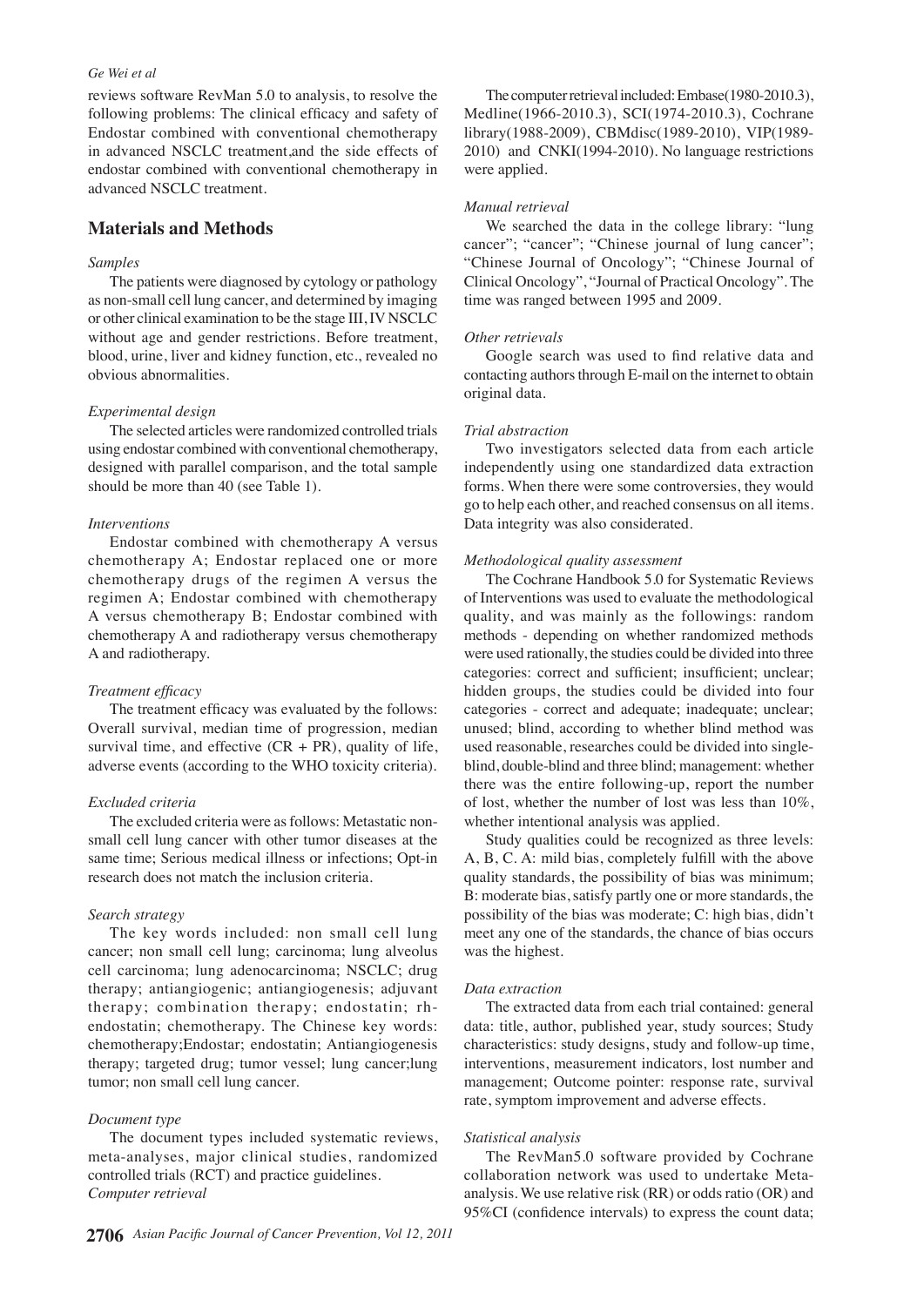reviews software RevMan 5.0 to analysis, to resolve the following problems: The clinical efficacy and safety of Endostar combined with conventional chemotherapy in advanced NSCLC treatment,and the side effects of endostar combined with conventional chemotherapy in advanced NSCLC treatment.

## Materials and Methods

*Samples*

The patients were diagnosed by cytology or pathology as non-small cell lung cancer, and determined by imaging or other clinical examination to be the stage III, IV NSCLC without age and gender restrictions. Before treatment, blood, urine, liver and kidney function, etc., revealed no obvious abnormalities.

*Experimental design*

The selected articles were randomized controlled trials using endostar combined with conventional chemotherapy, designed with parallel comparison, and the total sample should be more than 40 (see Table 1).

*Interventions*

Endostar combined with chemotherapy A versus chemotherapy A; Endostar replaced one or more chemotherapy drugs of the regimen A versus the regimen A; Endostar combined with chemotherapy A versus chemotherapy B; Endostar combined with chemotherapy A and radiotherapy versus chemotherapy A and radiotherapy.

*Treatment efficacy*

The treatment efficacy was evaluated by the follows: Overall survival, median time of progression, median survival time, and effective (CR + PR), quality of life, adverse events (according to the WHO toxicity criteria).

*Excluded criteria*

The excluded criteria were as follows: Metastatic non-small cell lung cancer with other tumor diseases at the same time; Serious medical illness or infections; Opt-in research does not match the inclusion criteria.

*Search strategy*

The key words included: non small cell lung cancer; non small cell lung; carcinoma; lung alveolus cell carcinoma; lung adenocarcinoma; NSCLC; drug therapy; antiangiogenic; antiangiogenesis; adjuvant therapy; combination therapy; endostatin; rh-endostatin; chemotherapy. The Chinese key words: chemotherapy;Endostar; endostatin; Antiangiogenesis therapy; targeted drug; tumor vessel; lung cancer;lung tumor; non small cell lung cancer.

*Document type*

The document types included systematic reviews, meta-analyses, major clinical studies, randomized controlled trials (RCT) and practice guidelines.

*Computer retrieval*

The computer retrieval included: Embase(1980-2010.3), Medline(1966-2010.3), SCI(1974-2010.3), Cochrane library(1988-2009), CBMdisc(1989-2010), VIP(1989-2010) and CNKI(1994-2010). No language restrictions were applied.

*Manual retrieval*

We searched the data in the college library: "lung cancer"; "cancer"; "Chinese journal of lung cancer"; "Chinese Journal of Oncology"; "Chinese Journal of Clinical Oncology", "Journal of Practical Oncology". The time was ranged between 1995 and 2009.

*Other retrievals*

Google search was used to find relative data and contacting authors through E-mail on the internet to obtain original data.

*Trial abstraction*

Two investigators selected data from each article independently using one standardized data extraction forms. When there were some controversies, they would go to help each other, and reached consensus on all items. Data integrity was also considerated.

*Methodological quality assessment*

The Cochrane Handbook 5.0 for Systematic Reviews of Interventions was used to evaluate the methodological quality, and was mainly as the followings: random methods - depending on whether randomized methods were used rationally, the studies could be divided into three categories: correct and sufficient; insufficient; unclear; hidden groups, the studies could be divided into four categories - correct and adequate; inadequate; unclear; unused; blind, according to whether blind method was used reasonable, researches could be divided into single-blind, double-blind and three blind; management: whether there was the entire following-up, report the number of lost, whether the number of lost was less than 10%, whether intentional analysis was applied.

Study qualities could be recognized as three levels: A, B, C. A: mild bias, completely fulfill with the above quality standards, the possibility of bias was minimum; B: moderate bias, satisfy partly one or more standards, the possibility of the bias was moderate; C: high bias, didn't meet any one of the standards, the chance of bias occurs was the highest.

*Data extraction*

The extracted data from each trial contained: general data: title, author, published year, study sources; Study characteristics: study designs, study and follow-up time, interventions, measurement indicators, lost number and management; Outcome pointer: response rate, survival rate, symptom improvement and adverse effects.

*Statistical analysis*

The RevMan5.0 software provided by Cochrane collaboration network was used to undertake Meta-analysis. We use relative risk (RR) or odds ratio (OR) and 95%CI (confidence intervals) to express the count data;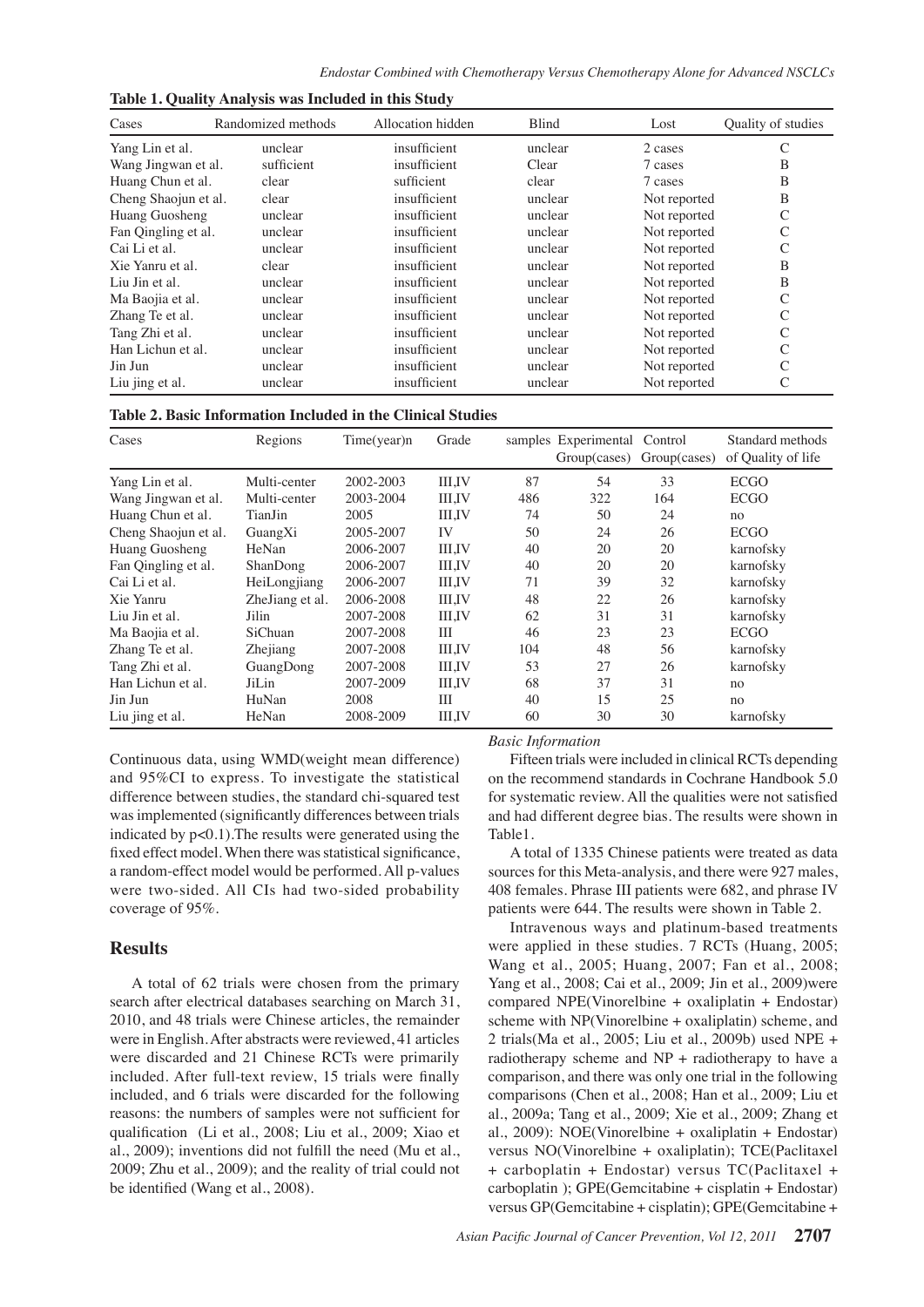**Table 1. Quality Analysis was Included in this Study**

| Cases | Randomized methods | Allocation hidden | Blind | Lost | Quality of studies |
|---|---|---|---|---|---|
| Yang Lin et al. | unclear | insufficient | unclear | 2 cases | C |
| Wang Jingwan et al. | sufficient | insufficient | Clear | 7 cases | B |
| Huang Chun et al. | clear | sufficient | clear | 7 cases | B |
| Cheng Shaojun et al. | clear | insufficient | unclear | Not reported | B |
| Huang Guosheng | unclear | insufficient | unclear | Not reported | C |
| Fan Qingling et al. | unclear | insufficient | unclear | Not reported | C |
| Cai Li et al. | unclear | insufficient | unclear | Not reported | C |
| Xie Yanru et al. | clear | insufficient | unclear | Not reported | B |
| Liu Jin et al. | unclear | insufficient | unclear | Not reported | B |
| Ma Baojia et al. | unclear | insufficient | unclear | Not reported | C |
| Zhang Te et al. | unclear | insufficient | unclear | Not reported | C |
| Tang Zhi et al. | unclear | insufficient | unclear | Not reported | C |
| Han Lichun et al. | unclear | insufficient | unclear | Not reported | C |
| Jin Jun | unclear | insufficient | unclear | Not reported | C |
| Liu jing et al. | unclear | insufficient | unclear | Not reported | C |

**Table 2. Basic Information Included in the Clinical Studies**

| Cases | Regions | Time(year)n | Grade | samples | Experimental Group(cases) | Control Group(cases) | Standard methods of Quality of life |
|---|---|---|---|---|---|---|---|
| Yang Lin et al. | Multi-center | 2002-2003 | III,IV | 87 | 54 | 33 | ECGO |
| Wang Jingwan et al. | Multi-center | 2003-2004 | III,IV | 486 | 322 | 164 | ECGO |
| Huang Chun et al. | TianJin | 2005 | III,IV | 74 | 50 | 24 | no |
| Cheng Shaojun et al. | GuangXi | 2005-2007 | IV | 50 | 24 | 26 | ECGO |
| Huang Guosheng | HeNan | 2006-2007 | III,IV | 40 | 20 | 20 | karnofsky |
| Fan Qingling et al. | ShanDong | 2006-2007 | III,IV | 40 | 20 | 20 | karnofsky |
| Cai Li et al. | HeiLongjiang | 2006-2007 | III,IV | 71 | 39 | 32 | karnofsky |
| Xie Yanru | ZheJiang et al. | 2006-2008 | III,IV | 48 | 22 | 26 | karnofsky |
| Liu Jin et al. | Jilin | 2007-2008 | III,IV | 62 | 31 | 31 | karnofsky |
| Ma Baojia et al. | SiChuan | 2007-2008 | III | 46 | 23 | 23 | ECGO |
| Zhang Te et al. | Zhejiang | 2007-2008 | III,IV | 104 | 48 | 56 | karnofsky |
| Tang Zhi et al. | GuangDong | 2007-2008 | III,IV | 53 | 27 | 26 | karnofsky |
| Han Lichun et al. | JiLin | 2007-2009 | III,IV | 68 | 37 | 31 | no |
| Jin Jun | HuNan | 2008 | III | 40 | 15 | 25 | no |
| Liu jing et al. | HeNan | 2008-2009 | III,IV | 60 | 30 | 30 | karnofsky |

Continuous data, using WMD(weight mean difference) and 95%CI to express. To investigate the statistical difference between studies, the standard chi-squared test was implemented (significantly differences between trials indicated by $p<0.1$).The results were generated using the fixed effect model. When there was statistical significance, a random-effect model would be performed. All p-values were two-sided. All CIs had two-sided probability coverage of 95%.

## Results

A total of 62 trials were chosen from the primary search after electrical databases searching on March 31, 2010, and 48 trials were Chinese articles, the remainder were in English. After abstracts were reviewed, 41 articles were discarded and 21 Chinese RCTs were primarily included. After full-text review, 15 trials were finally included, and 6 trials were discarded for the following reasons: the numbers of samples were not sufficient for qualification (Li et al., 2008; Liu et al., 2009; Xiao et al., 2009); inventions did not fulfill the need (Mu et al., 2009; Zhu et al., 2009); and the reality of trial could not be identified (Wang et al., 2008).

*Basic Information*

Fifteen trials were included in clinical RCTs depending on the recommend standards in Cochrane Handbook 5.0 for systematic review. All the qualities were not satisfied and had different degree bias. The results were shown in Table1.

A total of 1335 Chinese patients were treated as data sources for this Meta-analysis, and there were 927 males, 408 females. Phrase III patients were 682, and phrase IV patients were 644. The results were shown in Table 2.

Intravenous ways and platinum-based treatments were applied in these studies. 7 RCTs (Huang, 2005; Wang et al., 2005; Huang, 2007; Fan et al., 2008; Yang et al., 2008; Cai et al., 2009; Jin et al., 2009)were compared NPE(Vinorelbine + oxaliplatin + Endostar) scheme with NP(Vinorelbine + oxaliplatin) scheme, and 2 trials(Ma et al., 2005; Liu et al., 2009b) used NPE + radiotherapy scheme and NP + radiotherapy to have a comparison, and there was only one trial in the following comparisons (Chen et al., 2008; Han et al., 2009; Liu et al., 2009a; Tang et al., 2009; Xie et al., 2009; Zhang et al., 2009): NOE(Vinorelbine + oxaliplatin + Endostar) versus NO(Vinorelbine + oxaliplatin); TCE(Paclitaxel + carboplatin + Endostar) versus TC(Paclitaxel + carboplatin ); GPE(Gemcitabine + cisplatin + Endostar) versus GP(Gemcitabine + cisplatin); GPE(Gemcitabine +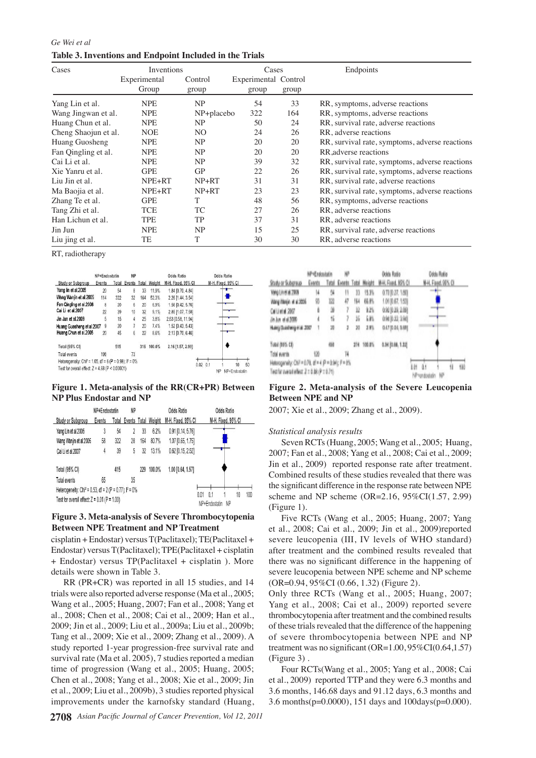**Table 3. Inventions and Endpoint Included in the Trials**

| Cases | Inventions | | Cases | | Endpoints |
|---|---|---|---|---|---|
| | Experimental Group | Control group | Experimental group | Control group | |
| Yang Lin et al. | NPE | NP | 54 | 33 | RR, symptoms, adverse reactions |
| Wang Jingwan et al. | NPE | NP+placebo | 322 | 164 | RR, symptoms, adverse reactions |
| Huang Chun et al. | NPE | NP | 50 | 24 | RR, survival rate, adverse reactions |
| Cheng Shaojun et al. | NOE | NO | 24 | 26 | RR, adverse reactions |
| Huang Guosheng | NPE | NP | 20 | 20 | RR, survival rate, symptoms, adverse reactions |
| Fan Qingling et al. | NPE | NP | 20 | 20 | RR,adverse reactions |
| Cai Li et al. | NPE | NP | 39 | 32 | RR, survival rate, symptoms, adverse reactions |
| Xie Yanru et al. | GPE | GP | 22 | 26 | RR, survival rate, symptoms, adverse reactions |
| Liu Jin et al. | NPE+RT | NP+RT | 31 | 31 | RR, survival rate, adverse reactions |
| Ma Baojia et al. | NPE+RT | NP+RT | 23 | 23 | RR, survival rate, symptoms, adverse reactions |
| Zhang Te et al. | GPE | T | 48 | 56 | RR, symptoms, adverse reactions |
| Tang Zhi et al. | TCE | TC | 27 | 26 | RR, adverse reactions |
| Han Lichun et al. | TPE | TP | 37 | 31 | RR, adverse reactions |
| Jin Jun | NPE | NP | 15 | 25 | RR, survival rate, adverse reactions |
| Liu jing et al. | TE | T | 30 | 30 | RR, adverse reactions |

RT, radiotherapy

**Figure 1. Meta-analysis of the RR(CR+PR) Between NP Plus Endostar and NP**

**Figure 3. Meta-analysis of Severe Thrombocytopenia Between NPE Treatment and NP Treatment**

cisplatin + Endostar) versus T(Paclitaxel); TE(Paclitaxel + Endostar) versus T(Paclitaxel); TPE(Paclitaxel + cisplatin + Endostar) versus TP(Paclitaxel + cisplatin ). More details were shown in Table 3.

RR (PR+CR) was reported in all 15 studies, and 14 trials were also reported adverse response (Ma et al., 2005; Wang et al., 2005; Huang, 2007; Fan et al., 2008; Yang et al., 2008; Chen et al., 2008; Cai et al., 2009; Han et al., 2009; Jin et al., 2009; Liu et al., 2009a; Liu et al., 2009b; Tang et al., 2009; Xie et al., 2009; Zhang et al., 2009). A study reported 1-year progression-free survival rate and survival rate (Ma et al. 2005), 7 studies reported a median time of progression (Wang et al., 2005; Huang, 2005; Chen et al., 2008; Yang et al., 2008; Xie et al., 2009; Jin et al., 2009; Liu et al., 2009b), 3 studies reported physical improvements under the karnofsky standard (Huang, 2007; Xie et al., 2009; Zhang et al., 2009).

**Figure 2. Meta-analysis of the Severe Leucopenia Between NPE and NP**

*Statistical analysis results*

Seven RCTs (Huang, 2005; Wang et al., 2005; Huang, 2007; Fan et al., 2008; Yang et al., 2008; Cai et al., 2009; Jin et al., 2009) reported response rate after treatment. Combined results of these studies revealed that there was the significant difference in the response rate between NPE scheme and NP scheme (OR=2.16, 95%CI(1.57, 2.99) (Figure 1).

Five RCTs (Wang et al., 2005; Huang, 2007; Yang et al., 2008; Cai et al., 2009; Jin et al., 2009)reported severe leucopenia (III, IV levels of WHO standard) after treatment and the combined results revealed that there was no significant difference in the happening of severe leucopenia between NPE scheme and NP scheme (OR=0.94, 95%CI (0.66, 1.32) (Figure 2).

Only three RCTs (Wang et al., 2005; Huang, 2007; Yang et al., 2008; Cai et al., 2009) reported severe thrombocytopenia after treatment and the combined results of these trials revealed that the difference of the happening of severe thrombocytopenia between NPE and NP treatment was no significant (OR=1.00, 95%CI(0.64,1.57) (Figure 3) .

Four RCTs(Wang et al., 2005; Yang et al., 2008; Cai et al., 2009) reported TTP and they were 6.3 months and 3.6 months, 146.68 days and 91.12 days, 6.3 months and 3.6 months(p=0.0000), 151 days and 100days(p=0.000).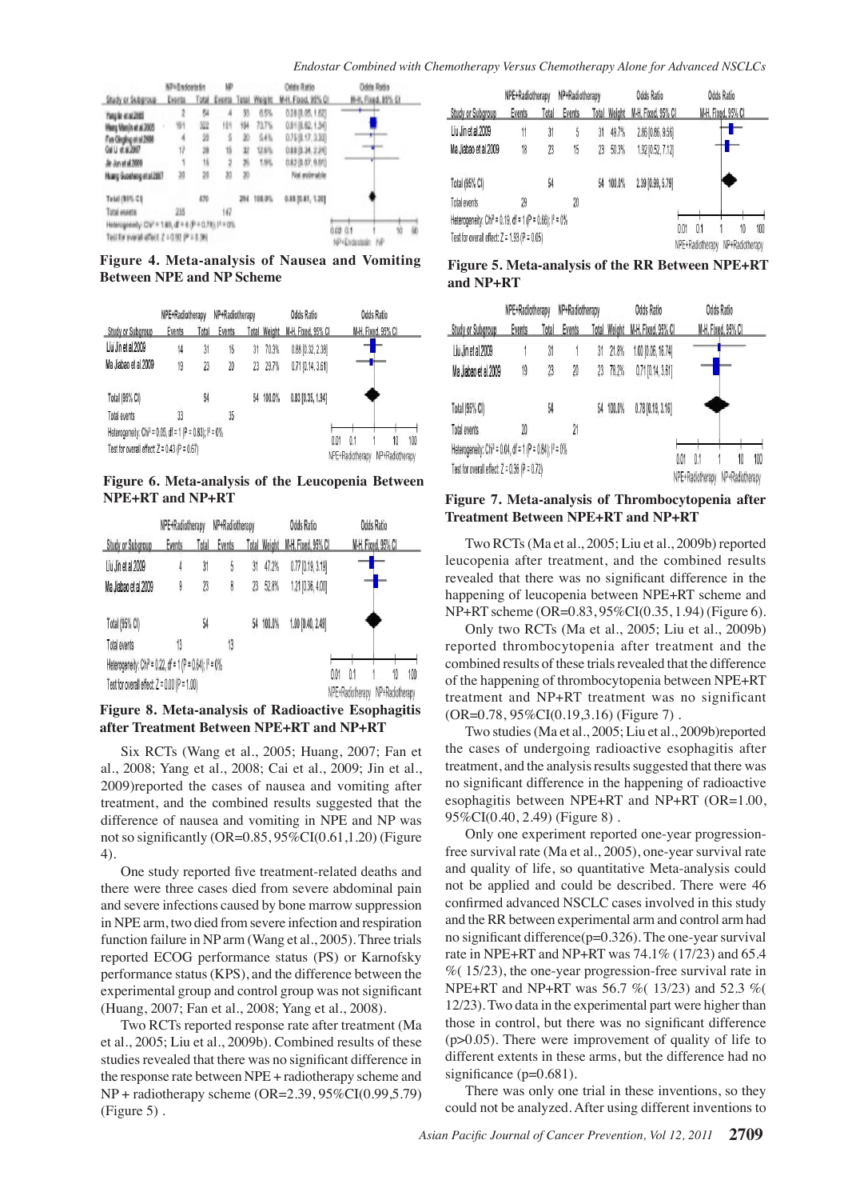| Study or Subgroup | NP+Endostatin Events | NP+Endostatin Total | NP Events | NP Total | Weight | Odds Ratio M-H, Fixed, 95% CI |
|---|---|---|---|---|---|---|
| Yang ke et al.2005 | 2 | 64 | 4 | 33 | 6.5% | 0.23 [0.05, 1.62] |
| Wang Ma Jin et al.2005 | 161 | 322 | 101 | 164 | 73.7% | 0.91 [0.62, 1.34] |
| Fan Qingling et al.2008 | 4 | 20 | 5 | 20 | 5.4% | 0.75 [0.17, 3.33] |
| Cai Li et al.2007 | 17 | 28 | 15 | 32 | 12.6% | 0.88 [0.34, 2.24] |
| Jin Jun et al.2009 | 1 | 15 | 2 | 25 | 1.9% | 0.82 [0.07, 9.91] |
| Huang Guozhong et al.2007 | 20 | 20 | 20 | 20 | | Not estimable |
| **Total (95% CI)** | | 470 | | 294 | 100.0% | 0.85 [0.61, 1.20] |
| Total events | 205 | | 147 | | | |

Heterogeneity: $Chi^2 = 1.65$, $df = 4$ ($P = 0.78$); $I^2 = 0\%$
Test for overall effect: $Z = 0.92$ ($P = 0.36$)

**Figure 4. Meta-analysis of Nausea and Vomiting Between NPE and NP Scheme**

| Study or Subgroup | NPE+Radiotherapy Events | NPE+Radiotherapy Total | NP+Radiotherapy Events | NP+Radiotherapy Total | Weight | Odds Ratio M-H, Fixed, 95% CI |
|---|---|---|---|---|---|---|
| Liu Jin et al.2009 | 11 | 31 | 5 | 31 | 49.7% | 2.86 [0.86, 9.56] |
| Ma Jiabao et al.2009 | 18 | 23 | 15 | 23 | 50.3% | 1.92 [0.52, 7.12] |
| **Total (95% CI)** | | 54 | | 54 | 100.0% | 2.39 [0.99, 5.79] |
| Total events | 29 | | 20 | | | |

Heterogeneity: $Chi^2 = 0.19$, $df = 1$ ($P = 0.66$); $I^2 = 0\%$
Test for overall effect: $Z = 1.93$ ($P = 0.05$)

**Figure 5. Meta-analysis of the RR Between NPE+RT and NP+RT**

| Study or Subgroup | NPE+Radiotherapy Events | NPE+Radiotherapy Total | NP+Radiotherapy Events | NP+Radiotherapy Total | Weight | Odds Ratio M-H, Fixed, 95% CI |
|---|---|---|---|---|---|---|
| Liu Jin et al.2009 | 14 | 31 | 15 | 31 | 70.3% | 0.88 [0.32, 2.38] |
| Ma Jiabao et al.2009 | 19 | 23 | 20 | 23 | 29.7% | 0.71 [0.14, 3.61] |
| **Total (95% CI)** | | 54 | | 54 | 100.0% | 0.83 [0.35, 1.94] |
| Total events | 33 | | 35 | | | |

Heterogeneity: $Chi^2 = 0.05$, $df = 1$ ($P = 0.83$); $I^2 = 0\%$
Test for overall effect: $Z = 0.43$ ($P = 0.67$)

**Figure 6. Meta-analysis of the Leucopenia Between NPE+RT and NP+RT**

| Study or Subgroup | NPE+Radiotherapy Events | NPE+Radiotherapy Total | NP+Radiotherapy Events | NP+Radiotherapy Total | Weight | Odds Ratio M-H, Fixed, 95% CI |
|---|---|---|---|---|---|---|
| Liu Jin et al.2009 | 1 | 31 | 1 | 31 | 21.8% | 1.00 [0.06, 16.74] |
| Ma Jiabao et al.2009 | 19 | 23 | 20 | 23 | 78.2% | 0.71 [0.14, 3.61] |
| **Total (95% CI)** | | 54 | | 54 | 100.0% | 0.78 [0.19, 3.16] |
| Total events | 20 | | 21 | | | |

Heterogeneity: $Chi^2 = 0.04$, $df = 1$ ($P = 0.84$); $I^2 = 0\%$
Test for overall effect: $Z = 0.36$ ($P = 0.72$)

**Figure 7. Meta-analysis of Thrombocytopenia after Treatment Between NPE+RT and NP+RT**

| Study or Subgroup | NPE+Radiotherapy Events | NPE+Radiotherapy Total | NP+Radiotherapy Events | NP+Radiotherapy Total | Weight | Odds Ratio M-H, Fixed, 95% CI |
|---|---|---|---|---|---|---|
| Liu Jin et al.2009 | 4 | 31 | 5 | 31 | 47.2% | 0.77 [0.19, 3.19] |
| Ma Jiabao et al.2009 | 9 | 23 | 8 | 23 | 52.8% | 1.21 [0.36, 4.00] |
| **Total (95% CI)** | | 54 | | 54 | 100.0% | 1.00 [0.40, 2.49] |
| Total events | 13 | | 13 | | | |

Heterogeneity: $Chi^2 = 0.22$, $df = 1$ ($P = 0.64$); $I^2 = 0\%$
Test for overall effect: $Z = 0.00$ ($P = 1.00$)

**Figure 8. Meta-analysis of Radioactive Esophagitis after Treatment Between NPE+RT and NP+RT**

Six RCTs (Wang et al., 2005; Huang, 2007; Fan et al., 2008; Yang et al., 2008; Cai et al., 2009; Jin et al., 2009)reported the cases of nausea and vomiting after treatment, and the combined results suggested that the difference of nausea and vomiting in NPE and NP was not so significantly (OR=0.85, 95%CI(0.61,1.20) (Figure 4).

One study reported five treatment-related deaths and there were three cases died from severe abdominal pain and severe infections caused by bone marrow suppression in NPE arm, two died from severe infection and respiration function failure in NP arm (Wang et al., 2005). Three trials reported ECOG performance status (PS) or Karnofsky performance status (KPS), and the difference between the experimental group and control group was not significant (Huang, 2007; Fan et al., 2008; Yang et al., 2008).

Two RCTs reported response rate after treatment (Ma et al., 2005; Liu et al., 2009b). Combined results of these studies revealed that there was no significant difference in the response rate between NPE + radiotherapy scheme and NP + radiotherapy scheme (OR=2.39, 95%CI(0.99,5.79) (Figure 5) .

Two RCTs (Ma et al., 2005; Liu et al., 2009b) reported leucopenia after treatment, and the combined results revealed that there was no significant difference in the happening of leucopenia between NPE+RT scheme and NP+RT scheme (OR=0.83, 95%CI(0.35, 1.94) (Figure 6).

Only two RCTs (Ma et al., 2005; Liu et al., 2009b) reported thrombocytopenia after treatment and the combined results of these trials revealed that the difference of the happening of thrombocytopenia between NPE+RT treatment and NP+RT treatment was no significant (OR=0.78, 95%CI(0.19,3.16) (Figure 7) .

Two studies (Ma et al., 2005; Liu et al., 2009b)reported the cases of undergoing radioactive esophagitis after treatment, and the analysis results suggested that there was no significant difference in the happening of radioactive esophagitis between NPE+RT and NP+RT (OR=1.00, 95%CI(0.40, 2.49) (Figure 8) .

Only one experiment reported one-year progression-free survival rate (Ma et al., 2005), one-year survival rate and quality of life, so quantitative Meta-analysis could not be applied and could be described. There were 46 confirmed advanced NSCLC cases involved in this study and the RR between experimental arm and control arm had no significant difference(p=0.326). The one-year survival rate in NPE+RT and NP+RT was 74.1% (17/23) and 65.4 %( 15/23), the one-year progression-free survival rate in NPE+RT and NP+RT was 56.7 %( 13/23) and 52.3 %( 12/23). Two data in the experimental part were higher than those in control, but there was no significant difference (p>0.05). There were improvement of quality of life to different extents in these arms, but the difference had no significance (p=0.681).

There was only one trial in these inventions, so they could not be analyzed. After using different inventions to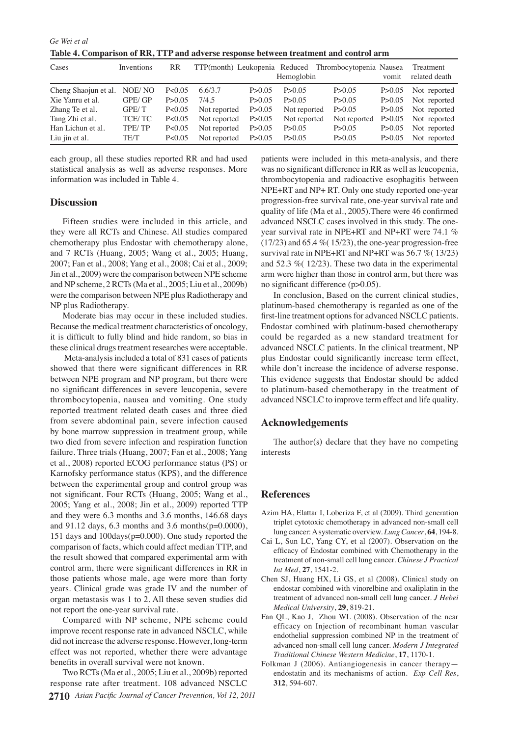**Table 4. Comparison of RR, TTP and adverse response between treatment and control arm**

| Cases | Inventions | RR | TTP(month) | Leukopenia | Reduced Hemoglobin | Thrombocytopenia | Nausea vomit | Treatment related death |
|---|---|---|---|---|---|---|---|---|
| Cheng Shaojun et al. | NOE/ NO | P<0.05 | 6.6/3.7 | P>0.05 | P>0.05 | P>0.05 | P>0.05 | Not reported |
| Xie Yanru et al. | GPE/ GP | P>0.05 | 7/4.5 | P>0.05 | P>0.05 | P>0.05 | P>0.05 | Not reported |
| Zhang Te et al. | GPE/ T | P<0.05 | Not reported | P>0.05 | Not reported | P>0.05 | P>0.05 | Not reported |
| Tang Zhi et al. | TCE/ TC | P<0.05 | Not reported | P>0.05 | Not reported | Not reported | P>0.05 | Not reported |
| Han Lichun et al. | TPE/ TP | P<0.05 | Not reported | P>0.05 | P>0.05 | P>0.05 | P>0.05 | Not reported |
| Liu jin et al. | TE/T | P<0.05 | Not reported | P>0.05 | P>0.05 | P>0.05 | P>0.05 | Not reported |

each group, all these studies reported RR and had used statistical analysis as well as adverse responses. More information was included in Table 4.

## Discussion

Fifteen studies were included in this article, and they were all RCTs and Chinese. All studies compared chemotherapy plus Endostar with chemotherapy alone, and 7 RCTs (Huang, 2005; Wang et al., 2005; Huang, 2007; Fan et al., 2008; Yang et al., 2008; Cai et al., 2009; Jin et al., 2009) were the comparison between NPE scheme and NP scheme, 2 RCTs (Ma et al., 2005; Liu et al., 2009b) were the comparison between NPE plus Radiotherapy and NP plus Radiotherapy.

Moderate bias may occur in these included studies. Because the medical treatment characteristics of oncology, it is difficult to fully blind and hide random, so bias in these clinical drugs treatment researches were acceptable.

Meta-analysis included a total of 831 cases of patients showed that there were significant differences in RR between NPE program and NP program, but there were no significant differences in severe leucopenia, severe thrombocytopenia, nausea and vomiting. One study reported treatment related death cases and three died from severe abdominal pain, severe infection caused by bone marrow suppression in treatment group, while two died from severe infection and respiration function failure. Three trials (Huang, 2007; Fan et al., 2008; Yang et al., 2008) reported ECOG performance status (PS) or Karnofsky performance status (KPS), and the difference between the experimental group and control group was not significant. Four RCTs (Huang, 2005; Wang et al., 2005; Yang et al., 2008; Jin et al., 2009) reported TTP and they were 6.3 months and 3.6 months, 146.68 days and 91.12 days, 6.3 months and 3.6 months($p$=0.0000), 151 days and 100days($p$=0.000). One study reported the comparison of facts, which could affect median TTP, and the result showed that compared experimental arm with control arm, there were significant differences in RR in those patients whose male, age were more than forty years. Clinical grade was grade IV and the number of organ metastasis was 1 to 2. All these seven studies did not report the one-year survival rate.

Compared with NP scheme, NPE scheme could improve recent response rate in advanced NSCLC, while did not increase the adverse response. However, long-term effect was not reported, whether there were advantage benefits in overall survival were not known.

Two RCTs (Ma et al., 2005; Liu et al., 2009b) reported response rate after treatment. 108 advanced NSCLC patients were included in this meta-analysis, and there was no significant difference in RR as well as leucopenia, thrombocytopenia and radioactive esophagitis between NPE+RT and NP+ RT. Only one study reported one-year progression-free survival rate, one-year survival rate and quality of life (Ma et al., 2005).There were 46 confirmed advanced NSCLC cases involved in this study. The one-year survival rate in NPE+RT and NP+RT were 74.1 % (17/23) and 65.4 %( 15/23), the one-year progression-free survival rate in NPE+RT and NP+RT was 56.7 %( 13/23) and 52.3 %( 12/23). These two data in the experimental arm were higher than those in control arm, but there was no significant difference ($p$>0.05).

In conclusion, Based on the current clinical studies, platinum-based chemotherapy is regarded as one of the first-line treatment options for advanced NSCLC patients. Endostar combined with platinum-based chemotherapy could be regarded as a new standard treatment for advanced NSCLC patients. In the clinical treatment, NP plus Endostar could significantly increase term effect, while don't increase the incidence of adverse response. This evidence suggests that Endostar should be added to platinum-based chemotherapy in the treatment of advanced NSCLC to improve term effect and life quality.

## Acknowledgements

The author(s) declare that they have no competing interests

## References

Azim HA, Elattar I, Loberiza F, et al (2009). Third generation triplet cytotoxic chemotherapy in advanced non-small cell lung cancer: A systematic overview. *Lung Cancer*, **64**, 194-8.

Cai L, Sun LC, Yang CY, et al (2007). Observation on the efficacy of Endostar combined with Chemotherapy in the treatment of non-small cell lung cancer. *Chinese J Practical Int Med*, **27**, 1541-2.

Chen SJ, Huang HX, Li GS, et al (2008). Clinical study on endostar combined with vinorelbine and oxaliplatin in the treatment of advanced non-small cell lung cancer. *J Hebei Medical University*, **29**, 819-21.

Fan QL, Kao J, Zhou WL (2008). Observation of the near efficacy on Injection of recombinant human vascular endothelial suppression combined NP in the treatment of advanced non-small cell lung cancer. *Modern J Integrated Traditional Chinese Western Medicine*, **17**, 1170-1.

Folkman J (2006). Antiangiogenesis in cancer therapy—endostatin and its mechanisms of action. *Exp Cell Res*, **312**, 594-607.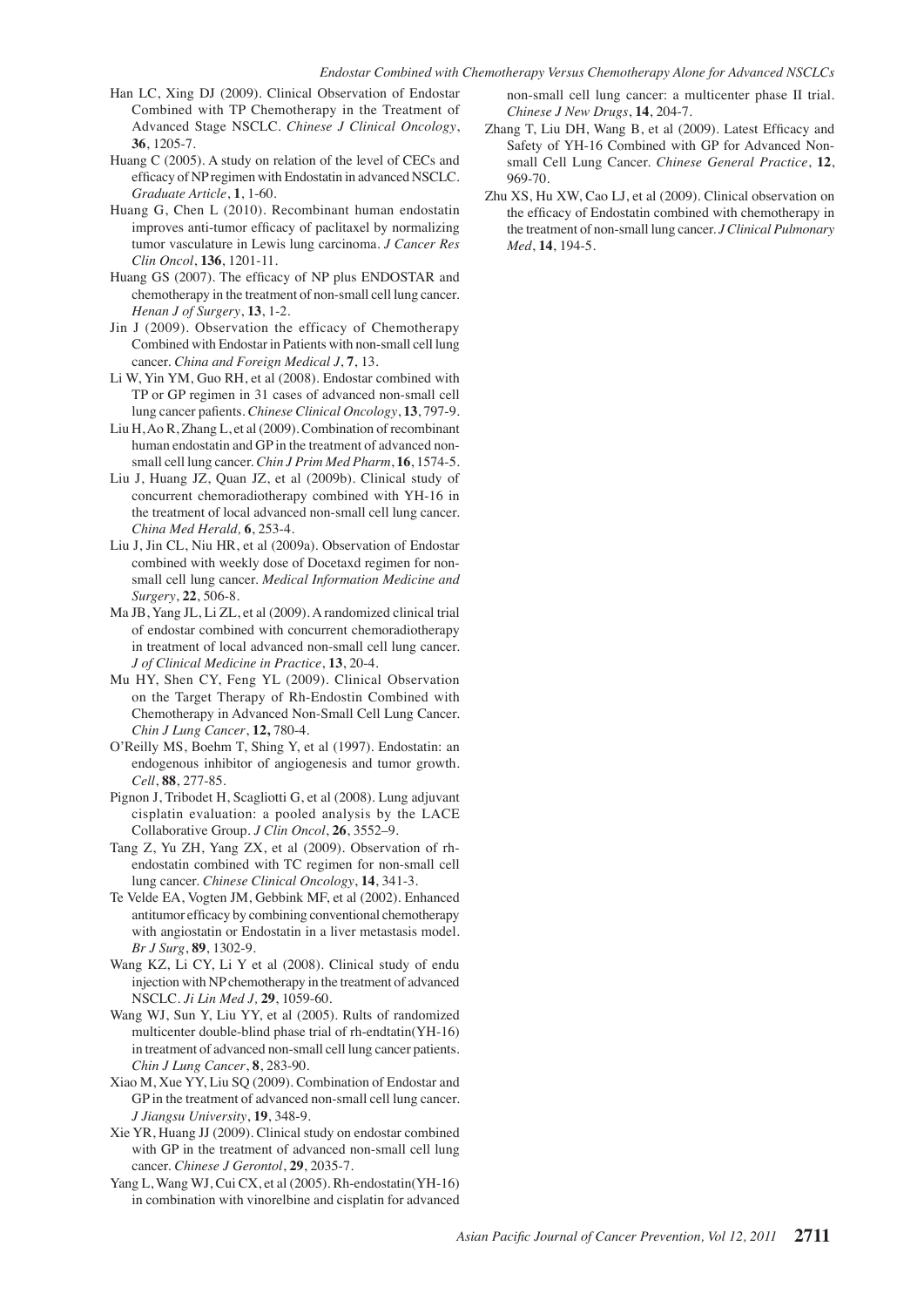Han LC, Xing DJ (2009). Clinical Observation of Endostar Combined with TP Chemotherapy in the Treatment of Advanced Stage NSCLC. *Chinese J Clinical Oncology*, **36**, 1205-7.

Huang C (2005). A study on relation of the level of CECs and efficacy of NP regimen with Endostatin in advanced NSCLC. *Graduate Article*, **1**, 1-60.

Huang G, Chen L (2010). Recombinant human endostatin improves anti-tumor efficacy of paclitaxel by normalizing tumor vasculature in Lewis lung carcinoma. *J Cancer Res Clin Oncol*, **136**, 1201-11.

Huang GS (2007). The efficacy of NP plus ENDOSTAR and chemotherapy in the treatment of non-small cell lung cancer. *Henan J of Surgery*, **13**, 1-2.

Jin J (2009). Observation the efficacy of Chemotherapy Combined with Endostar in Patients with non-small cell lung cancer. *China and Foreign Medical J*, **7**, 13.

Li W, Yin YM, Guo RH, et al (2008). Endostar combined with TP or GP regimen in 31 cases of advanced non-small cell lung cancer pafients. *Chinese Clinical Oncology*, **13**, 797-9.

Liu H, Ao R, Zhang L, et al (2009). Combination of recombinant human endostatin and GP in the treatment of advanced non-small cell lung cancer. *Chin J Prim Med Pharm*, **16**, 1574-5.

Liu J, Huang JZ, Quan JZ, et al (2009b). Clinical study of concurrent chemoradiotherapy combined with YH-16 in the treatment of local advanced non-small cell lung cancer. *China Med Herald,* **6**, 253-4.

Liu J, Jin CL, Niu HR, et al (2009a). Observation of Endostar combined with weekly dose of Docetaxd regimen for non-small cell lung cancer. *Medical Information Medicine and Surgery*, **22**, 506-8.

Ma JB, Yang JL, Li ZL, et al (2009). A randomized clinical trial of endostar combined with concurrent chemoradiotherapy in treatment of local advanced non-small cell lung cancer. *J of Clinical Medicine in Practice*, **13**, 20-4.

Mu HY, Shen CY, Feng YL (2009). Clinical Observation on the Target Therapy of Rh-Endostin Combined with Chemotherapy in Advanced Non-Small Cell Lung Cancer. *Chin J Lung Cancer*, **12,** 780-4.

O'Reilly MS, Boehm T, Shing Y, et al (1997). Endostatin: an endogenous inhibitor of angiogenesis and tumor growth. *Cell*, **88**, 277-85.

Pignon J, Tribodet H, Scagliotti G, et al (2008). Lung adjuvant cisplatin evaluation: a pooled analysis by the LACE Collaborative Group. *J Clin Oncol*, **26**, 3552–9.

Tang Z, Yu ZH, Yang ZX, et al (2009). Observation of rh-endostatin combined with TC regimen for non-small cell lung cancer. *Chinese Clinical Oncology*, **14**, 341-3.

Te Velde EA, Vogten JM, Gebbink MF, et al (2002). Enhanced antitumor efficacy by combining conventional chemotherapy with angiostatin or Endostatin in a liver metastasis model. *Br J Surg*, **89**, 1302-9.

Wang KZ, Li CY, Li Y et al (2008). Clinical study of endu injection with NP chemotherapy in the treatment of advanced NSCLC. *Ji Lin Med J,* **29**, 1059-60.

Wang WJ, Sun Y, Liu YY, et al (2005). Rults of randomized multicenter double-blind phase trial of rh-endtatin(YH-16) in treatment of advanced non-small cell lung cancer patients. *Chin J Lung Cancer*, **8**, 283-90.

Xiao M, Xue YY, Liu SQ (2009). Combination of Endostar and GP in the treatment of advanced non-small cell lung cancer. *J Jiangsu University*, **19**, 348-9.

Xie YR, Huang JJ (2009). Clinical study on endostar combined with GP in the treatment of advanced non-small cell lung cancer. *Chinese J Gerontol*, **29**, 2035-7.

Yang L, Wang WJ, Cui CX, et al (2005). Rh-endostatin(YH-16) in combination with vinorelbine and cisplatin for advanced non-small cell lung cancer: a multicenter phase II trial. *Chinese J New Drugs*, **14**, 204-7.

Zhang T, Liu DH, Wang B, et al (2009). Latest Efficacy and Safety of YH-16 Combined with GP for Advanced Non-small Cell Lung Cancer. *Chinese General Practice*, **12**, 969-70.

Zhu XS, Hu XW, Cao LJ, et al (2009). Clinical observation on the efficacy of Endostatin combined with chemotherapy in the treatment of non-small lung cancer. *J Clinical Pulmonary Med*, **14**, 194-5.